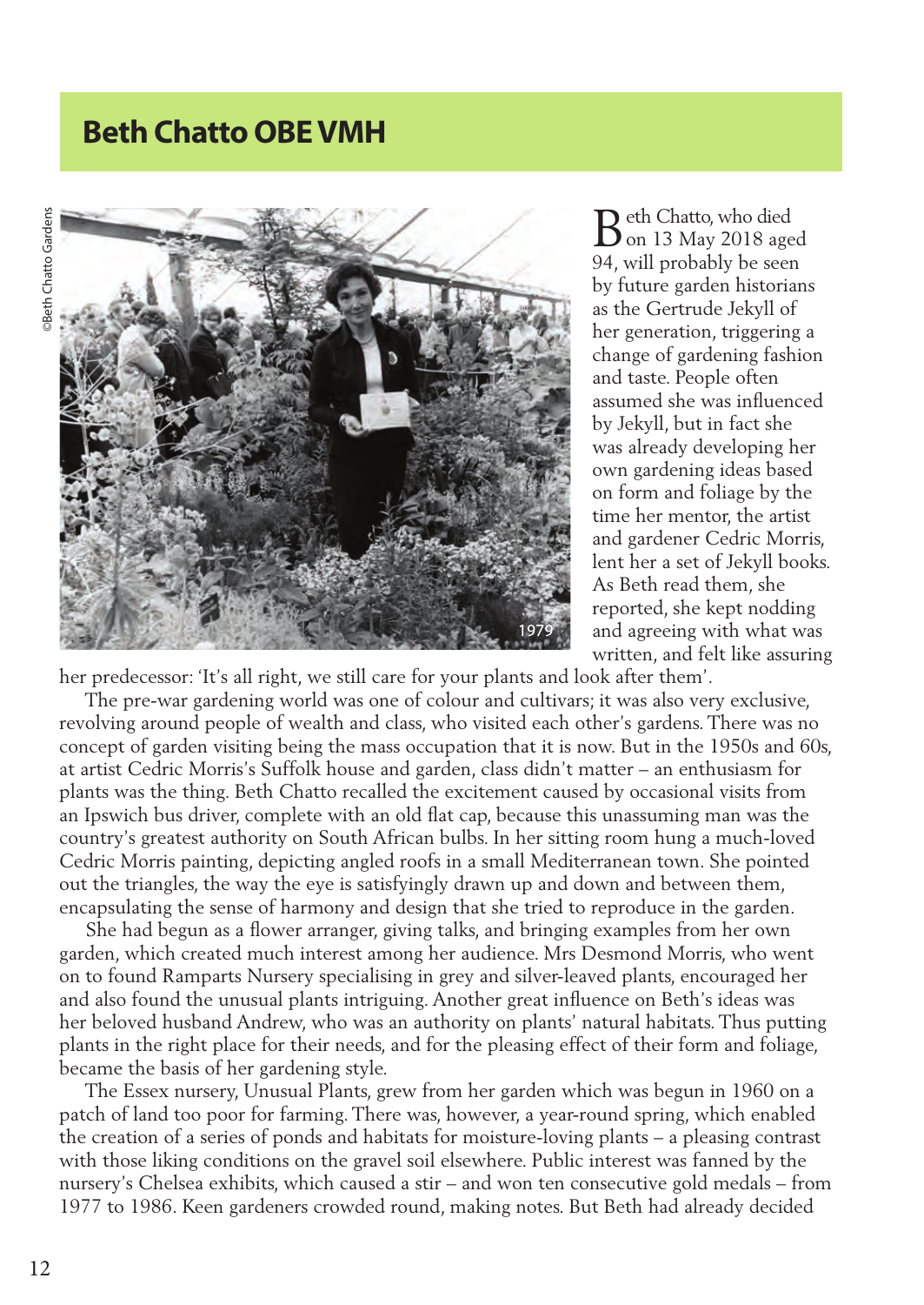## Beth Chatto OBE VMH

Beth Chatto, who died on 13 May 2018 aged 94, will probably be seen by future garden historians as the Gertrude Jekyll of her generation, triggering a change of gardening fashion and taste. People often assumed she was influenced by Jekyll, but in fact she was already developing her own gardening ideas based on form and foliage by the time her mentor, the artist and gardener Cedric Morris, lent her a set of Jekyll books. As Beth read them, she reported, she kept nodding and agreeing with what was written, and felt like assuring her predecessor: 'It's all right, we still care for your plants and look after them'.

The pre-war gardening world was one of colour and cultivars; it was also very exclusive, revolving around people of wealth and class, who visited each other's gardens. There was no concept of garden visiting being the mass occupation that it is now. But in the 1950s and 60s, at artist Cedric Morris's Suffolk house and garden, class didn't matter – an enthusiasm for plants was the thing. Beth Chatto recalled the excitement caused by occasional visits from an Ipswich bus driver, complete with an old flat cap, because this unassuming man was the country's greatest authority on South African bulbs. In her sitting room hung a much-loved Cedric Morris painting, depicting angled roofs in a small Mediterranean town. She pointed out the triangles, the way the eye is satisfyingly drawn up and down and between them, encapsulating the sense of harmony and design that she tried to reproduce in the garden.

She had begun as a flower arranger, giving talks, and bringing examples from her own garden, which created much interest among her audience. Mrs Desmond Morris, who went on to found Ramparts Nursery specialising in grey and silver-leaved plants, encouraged her and also found the unusual plants intriguing. Another great influence on Beth's ideas was her beloved husband Andrew, who was an authority on plants' natural habitats. Thus putting plants in the right place for their needs, and for the pleasing effect of their form and foliage, became the basis of her gardening style.

The Essex nursery, Unusual Plants, grew from her garden which was begun in 1960 on a patch of land too poor for farming. There was, however, a year-round spring, which enabled the creation of a series of ponds and habitats for moisture-loving plants – a pleasing contrast with those liking conditions on the gravel soil elsewhere. Public interest was fanned by the nursery's Chelsea exhibits, which caused a stir – and won ten consecutive gold medals – from 1977 to 1986. Keen gardeners crowded round, making notes. But Beth had already decided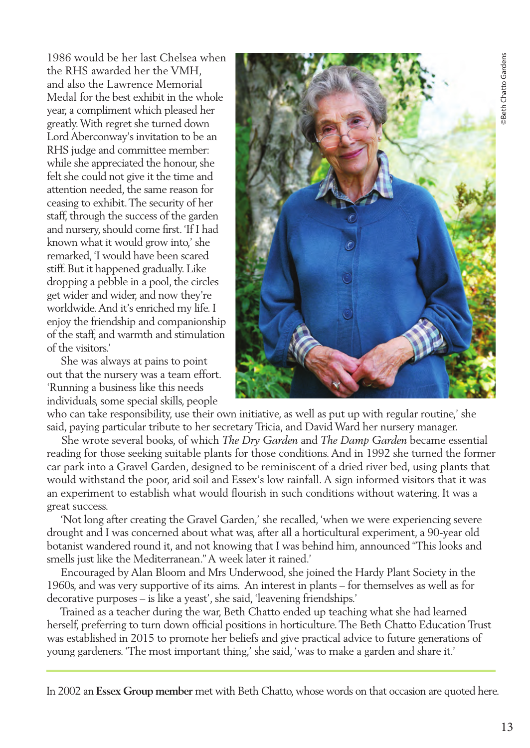1986 would be her last Chelsea when the RHS awarded her the VMH, and also the Lawrence Memorial Medal for the best exhibit in the whole year, a compliment which pleased her greatly. With regret she turned down Lord Aberconway's invitation to be an RHS judge and committee member: while she appreciated the honour, she felt she could not give it the time and attention needed, the same reason for ceasing to exhibit. The security of her staff, through the success of the garden and nursery, should come first. 'If I had known what it would grow into,' she remarked, 'I would have been scared stiff. But it happened gradually. Like dropping a pebble in a pool, the circles get wider and wider, and now they're worldwide. And it's enriched my life. I enjoy the friendship and companionship of the staff, and warmth and stimulation of the visitors.'

She was always at pains to point out that the nursery was a team effort. 'Running a business like this needs individuals, some special skills, people who can take responsibility, use their own initiative, as well as put up with regular routine,' she said, paying particular tribute to her secretary Tricia, and David Ward her nursery manager.

She wrote several books, of which *The Dry Garden* and *The Damp Garden* became essential reading for those seeking suitable plants for those conditions. And in 1992 she turned the former car park into a Gravel Garden, designed to be reminiscent of a dried river bed, using plants that would withstand the poor, arid soil and Essex's low rainfall. A sign informed visitors that it was an experiment to establish what would flourish in such conditions without watering. It was a great success.

'Not long after creating the Gravel Garden,' she recalled, 'when we were experiencing severe drought and I was concerned about what was, after all a horticultural experiment, a 90-year old botanist wandered round it, and not knowing that I was behind him, announced "This looks and smells just like the Mediterranean." A week later it rained.'

Encouraged by Alan Bloom and Mrs Underwood, she joined the Hardy Plant Society in the 1960s, and was very supportive of its aims. An interest in plants – for themselves as well as for decorative purposes – is like a yeast', she said, 'leavening friendships.'

Trained as a teacher during the war, Beth Chatto ended up teaching what she had learned herself, preferring to turn down official positions in horticulture. The Beth Chatto Education Trust was established in 2015 to promote her beliefs and give practical advice to future generations of young gardeners. 'The most important thing,' she said, 'was to make a garden and share it.'

©Beth Chatto Gardens

---

In 2002 an **Essex Group member** met with Beth Chatto, whose words on that occasion are quoted here.